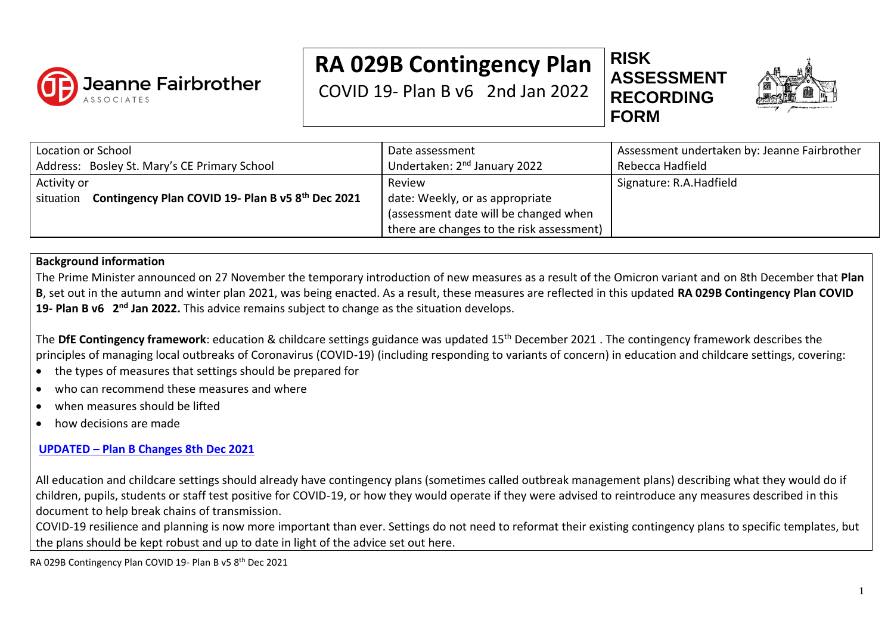# RA 029B Contingency Plan

COVID 19- Plan B v6 2nd Jan 2022

**RISK ASSESSMENT RECORDING FORM**

| Location or School<br>Address: Bosley St. Mary's CE Primary School | Date assessment<br>Undertaken: 2nd January 2022 | Assessment undertaken by: Jeanne Fairbrother Rebecca Hadfield |
|---|---|---|
| Activity or<br>situation **Contingency Plan COVID 19- Plan B v5 8th Dec 2021** | Review<br>date: Weekly, or as appropriate (assessment date will be changed when there are changes to the risk assessment) | Signature: R.A.Hadfield |

**Background information**

The Prime Minister announced on 27 November the temporary introduction of new measures as a result of the Omicron variant and on 8th December that **Plan B**, set out in the autumn and winter plan 2021, was being enacted. As a result, these measures are reflected in this updated **RA 029B Contingency Plan COVID 19- Plan B v6 2nd Jan 2022.** This advice remains subject to change as the situation develops.

The **DfE Contingency framework**: education & childcare settings guidance was updated 15th December 2021 . The contingency framework describes the principles of managing local outbreaks of Coronavirus (COVID-19) (including responding to variants of concern) in education and childcare settings, covering:

- the types of measures that settings should be prepared for
- who can recommend these measures and where
- when measures should be lifted
- how decisions are made

**UPDATED – Plan B Changes 8th Dec 2021**

All education and childcare settings should already have contingency plans (sometimes called outbreak management plans) describing what they would do if children, pupils, students or staff test positive for COVID-19, or how they would operate if they were advised to reintroduce any measures described in this document to help break chains of transmission.

COVID-19 resilience and planning is now more important than ever. Settings do not need to reformat their existing contingency plans to specific templates, but the plans should be kept robust and up to date in light of the advice set out here.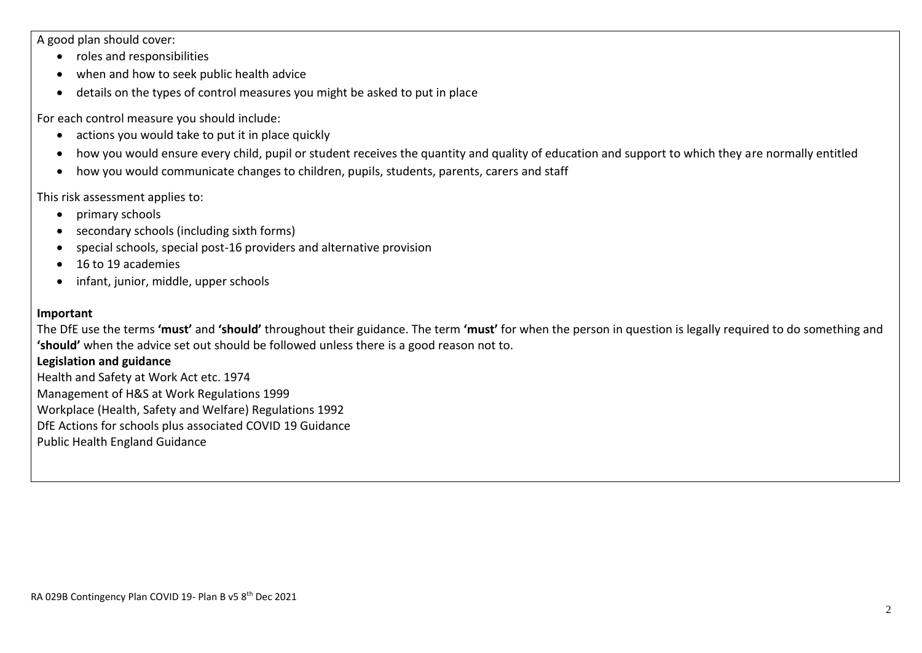A good plan should cover:

- roles and responsibilities
- when and how to seek public health advice
- details on the types of control measures you might be asked to put in place

For each control measure you should include:

- actions you would take to put it in place quickly
- how you would ensure every child, pupil or student receives the quantity and quality of education and support to which they are normally entitled
- how you would communicate changes to children, pupils, students, parents, carers and staff

This risk assessment applies to:

- primary schools
- secondary schools (including sixth forms)
- special schools, special post-16 providers and alternative provision
- 16 to 19 academies
- infant, junior, middle, upper schools

**Important**

The DfE use the terms **'must'** and **'should'** throughout their guidance. The term **'must'** for when the person in question is legally required to do something and **'should'** when the advice set out should be followed unless there is a good reason not to.

**Legislation and guidance**

Health and Safety at Work Act etc. 1974
Management of H&S at Work Regulations 1999
Workplace (Health, Safety and Welfare) Regulations 1992
DfE Actions for schools plus associated COVID 19 Guidance
Public Health England Guidance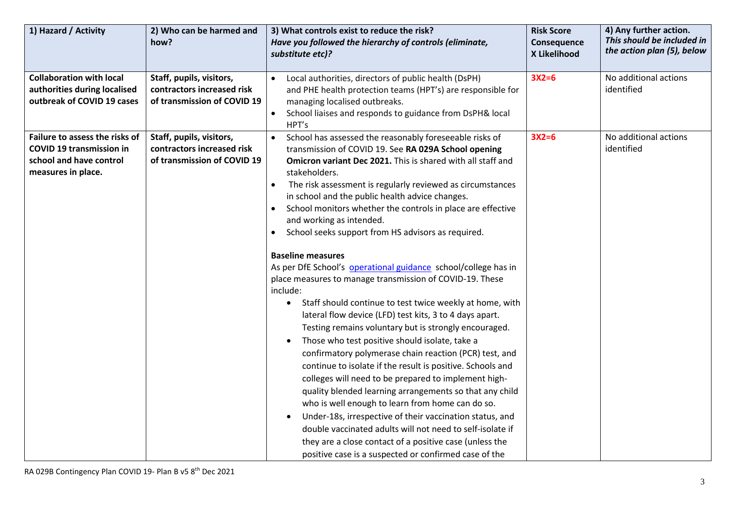| 1) Hazard / Activity | 2) Who can be harmed and how? | 3) What controls exist to reduce the risk? *Have you followed the hierarchy of controls (eliminate, substitute etc)?* | Risk Score Consequence X Likelihood | 4) Any further action. *This should be included in the action plan (5), below* |
|---|---|---|---|---|
| **Collaboration with local authorities during localised outbreak of COVID 19 cases** | **Staff, pupils, visitors, contractors increased risk of transmission of COVID 19** | • Local authorities, directors of public health (DsPH) and PHE health protection teams (HPT's) are responsible for managing localised outbreaks.<br>• School liaises and responds to guidance from DsPH& local HPT's | 3X2=6 | No additional actions identified |
| **Failure to assess the risks of COVID 19 transmission in school and have control measures in place.** | **Staff, pupils, visitors, contractors increased risk of transmission of COVID 19** | • School has assessed the reasonably foreseeable risks of transmission of COVID 19. See **RA 029A School opening Omicron variant Dec 2021.** This is shared with all staff and stakeholders.<br>• The risk assessment is regularly reviewed as circumstances in school and the public health advice changes.<br>• School monitors whether the controls in place are effective and working as intended.<br>• School seeks support from HS advisors as required.<br><br>**Baseline measures**<br>As per DfE School's operational guidance school/college has in place measures to manage transmission of COVID-19. These include:<br>• Staff should continue to test twice weekly at home, with lateral flow device (LFD) test kits, 3 to 4 days apart. Testing remains voluntary but is strongly encouraged.<br>• Those who test positive should isolate, take a confirmatory polymerase chain reaction (PCR) test, and continue to isolate if the result is positive. Schools and colleges will need to be prepared to implement high-quality blended learning arrangements so that any child who is well enough to learn from home can do so.<br>• Under-18s, irrespective of their vaccination status, and double vaccinated adults will not need to self-isolate if they are a close contact of a positive case (unless the positive case is a suspected or confirmed case of the | 3X2=6 | No additional actions identified |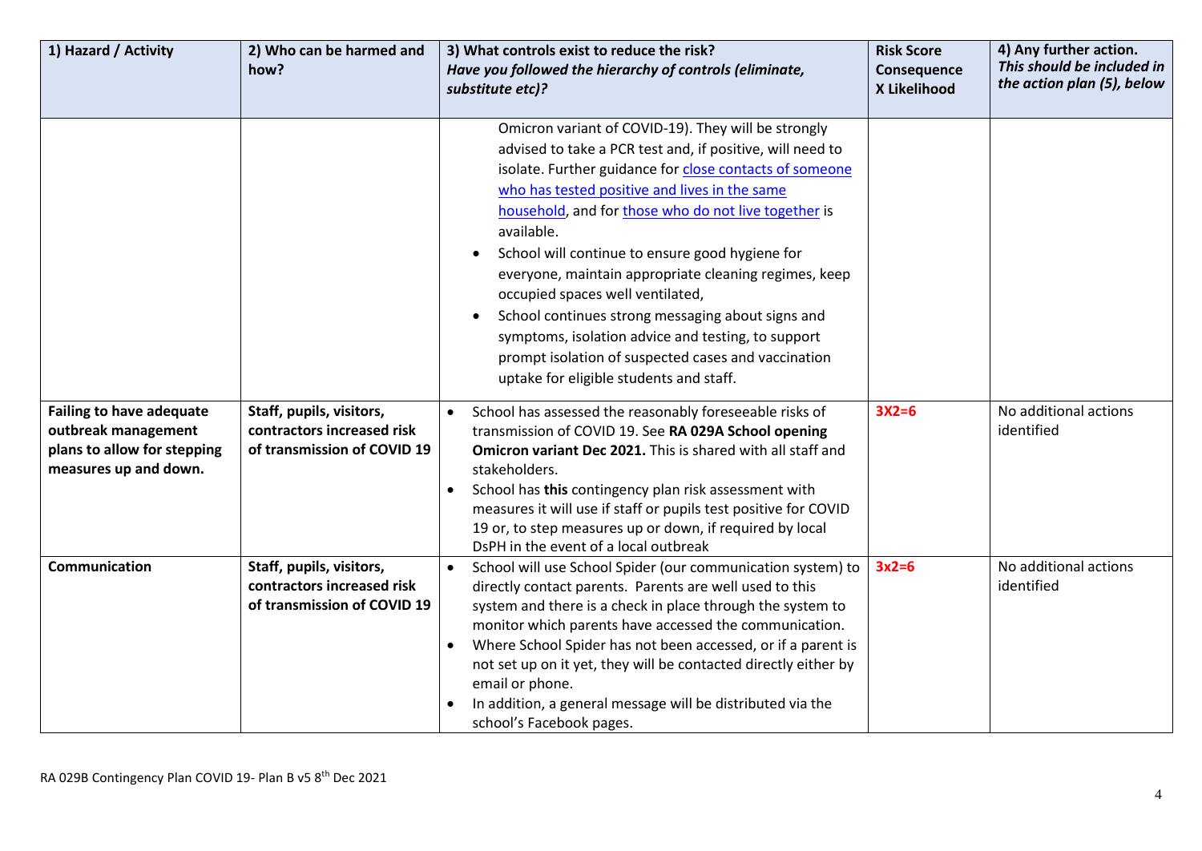| 1) Hazard / Activity | 2) Who can be harmed and how? | 3) What controls exist to reduce the risk? *Have you followed the hierarchy of controls (eliminate, substitute etc)?* | Risk Score Consequence X Likelihood | 4) Any further action. *This should be included in the action plan (5), below* |
|---|---|---|---|---|
| | | Omicron variant of COVID-19). They will be strongly advised to take a PCR test and, if positive, will need to isolate. Further guidance for close contacts of someone who has tested positive and lives in the same household, and for those who do not live together is available.<br>• School will continue to ensure good hygiene for everyone, maintain appropriate cleaning regimes, keep occupied spaces well ventilated,<br>• School continues strong messaging about signs and symptoms, isolation advice and testing, to support prompt isolation of suspected cases and vaccination uptake for eligible students and staff. | | |
| **Failing to have adequate outbreak management plans to allow for stepping measures up and down.** | **Staff, pupils, visitors, contractors increased risk of transmission of COVID 19** | • School has assessed the reasonably foreseeable risks of transmission of COVID 19. See **RA 029A School opening Omicron variant Dec 2021.** This is shared with all staff and stakeholders.<br>• School has **this** contingency plan risk assessment with measures it will use if staff or pupils test positive for COVID 19 or, to step measures up or down, if required by local DsPH in the event of a local outbreak | 3X2=6 | No additional actions identified |
| **Communication** | **Staff, pupils, visitors, contractors increased risk of transmission of COVID 19** | • School will use School Spider (our communication system) to directly contact parents. Parents are well used to this system and there is a check in place through the system to monitor which parents have accessed the communication.<br>• Where School Spider has not been accessed, or if a parent is not set up on it yet, they will be contacted directly either by email or phone.<br>• In addition, a general message will be distributed via the school's Facebook pages. | 3x2=6 | No additional actions identified |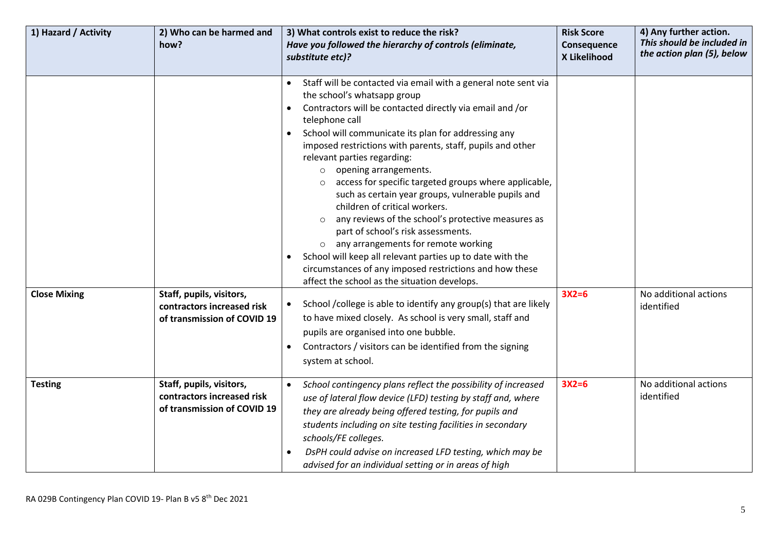| 1) Hazard / Activity | 2) Who can be harmed and how? | 3) What controls exist to reduce the risk? *Have you followed the hierarchy of controls (eliminate, substitute etc)?* | Risk Score Consequence X Likelihood | 4) Any further action. *This should be included in the action plan (5), below* |
|---|---|---|---|---|
| | | • Staff will be contacted via email with a general note sent via the school's whatsapp group<br>• Contractors will be contacted directly via email and /or telephone call<br>• School will communicate its plan for addressing any imposed restrictions with parents, staff, pupils and other relevant parties regarding:<br>  ○ opening arrangements.<br>  ○ access for specific targeted groups where applicable, such as certain year groups, vulnerable pupils and children of critical workers.<br>  ○ any reviews of the school's protective measures as part of school's risk assessments.<br>  ○ any arrangements for remote working<br>• School will keep all relevant parties up to date with the circumstances of any imposed restrictions and how these affect the school as the situation develops. | | |
| **Close Mixing** | **Staff, pupils, visitors, contractors increased risk of transmission of COVID 19** | • School /college is able to identify any group(s) that are likely to have mixed closely. As school is very small, staff and pupils are organised into one bubble.<br>• Contractors / visitors can be identified from the signing system at school. | **3X2=6** | No additional actions identified |
| **Testing** | **Staff, pupils, visitors, contractors increased risk of transmission of COVID 19** | • *School contingency plans reflect the possibility of increased use of lateral flow device (LFD) testing by staff and, where they are already being offered testing, for pupils and students including on site testing facilities in secondary schools/FE colleges.*<br>• *DsPH could advise on increased LFD testing, which may be advised for an individual setting or in areas of high* | **3X2=6** | No additional actions identified |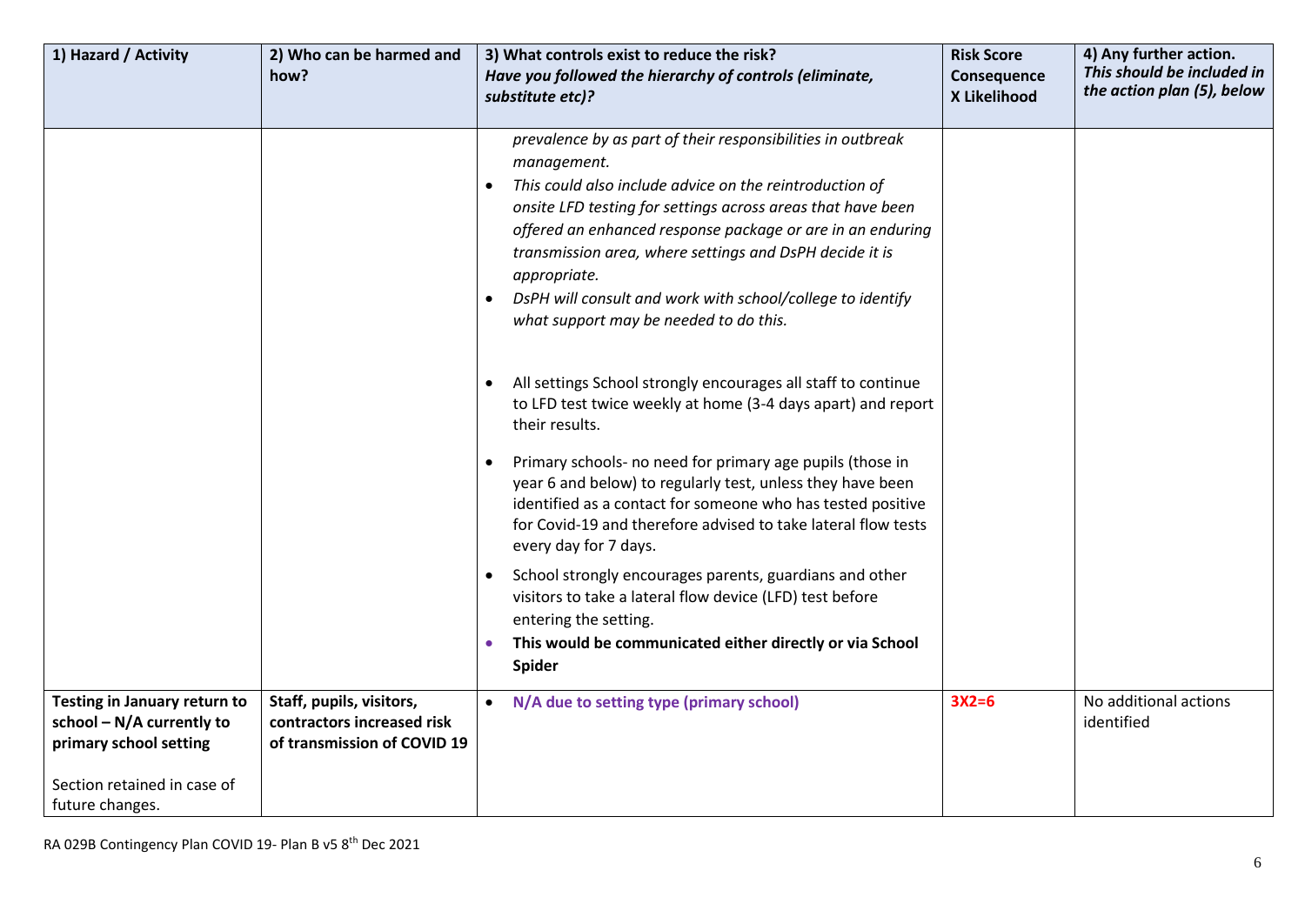| 1) Hazard / Activity | 2) Who can be harmed and how? | 3) What controls exist to reduce the risk? *Have you followed the hierarchy of controls (eliminate, substitute etc)?* | Risk Score Consequence X Likelihood | 4) Any further action. *This should be included in the action plan (5), below* |
|---|---|---|---|---|
| | | *prevalence by as part of their responsibilities in outbreak management.*<br>• *This could also include advice on the reintroduction of onsite LFD testing for settings across areas that have been offered an enhanced response package or are in an enduring transmission area, where settings and DsPH decide it is appropriate.*<br>• *DsPH will consult and work with school/college to identify what support may be needed to do this.*<br><br>• All settings School strongly encourages all staff to continue to LFD test twice weekly at home (3-4 days apart) and report their results.<br>• Primary schools- no need for primary age pupils (those in year 6 and below) to regularly test, unless they have been identified as a contact for someone who has tested positive for Covid-19 and therefore advised to take lateral flow tests every day for 7 days.<br>• School strongly encourages parents, guardians and other visitors to take a lateral flow device (LFD) test before entering the setting.<br>• **This would be communicated either directly or via School Spider** | | |
| **Testing in January return to school – N/A currently to primary school setting**<br><br>Section retained in case of future changes. | **Staff, pupils, visitors, contractors increased risk of transmission of COVID 19** | • **N/A due to setting type (primary school)** | **3X2=6** | No additional actions identified |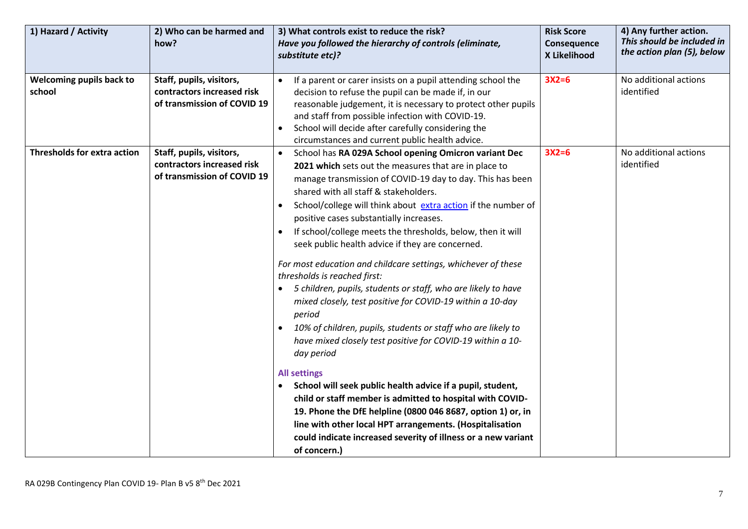| 1) Hazard / Activity | 2) Who can be harmed and how? | 3) What controls exist to reduce the risk? *Have you followed the hierarchy of controls (eliminate, substitute etc)?* | Risk Score Consequence X Likelihood | 4) Any further action. *This should be included in the action plan (5), below* |
|---|---|---|---|---|
| **Welcoming pupils back to school** | **Staff, pupils, visitors, contractors increased risk of transmission of COVID 19** | • If a parent or carer insists on a pupil attending school the decision to refuse the pupil can be made if, in our reasonable judgement, it is necessary to protect other pupils and staff from possible infection with COVID-19.<br>• School will decide after carefully considering the circumstances and current public health advice. | **3X2=6** | No additional actions identified |
| **Thresholds for extra action** | **Staff, pupils, visitors, contractors increased risk of transmission of COVID 19** | • School has **RA 029A School opening Omicron variant Dec 2021 which** sets out the measures that are in place to manage transmission of COVID-19 day to day. This has been shared with all staff & stakeholders.<br>• School/college will think about [extra action] if the number of positive cases substantially increases.<br>• If school/college meets the thresholds, below, then it will seek public health advice if they are concerned.<br><br>*For most education and childcare settings, whichever of these thresholds is reached first:*<br>• *5 children, pupils, students or staff, who are likely to have mixed closely, test positive for COVID-19 within a 10-day period*<br>• *10% of children, pupils, students or staff who are likely to have mixed closely test positive for COVID-19 within a 10-day period*<br><br>**All settings**<br>• **School will seek public health advice if a pupil, student, child or staff member is admitted to hospital with COVID-19. Phone the DfE helpline (0800 046 8687, option 1) or, in line with other local HPT arrangements. (Hospitalisation could indicate increased severity of illness or a new variant of concern.)** | **3X2=6** | No additional actions identified |

RA 029B Contingency Plan COVID 19- Plan B v5 8th Dec 2021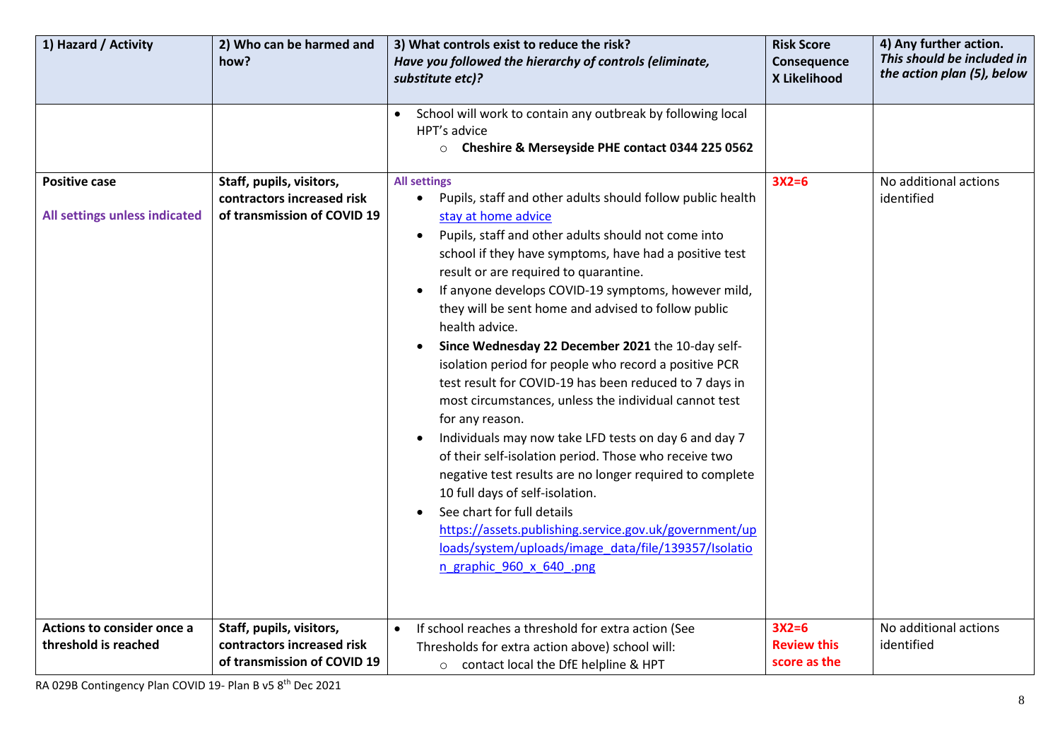| 1) Hazard / Activity | 2) Who can be harmed and how? | 3) What controls exist to reduce the risk? *Have you followed the hierarchy of controls (eliminate, substitute etc)?* | Risk Score Consequence X Likelihood | 4) Any further action. *This should be included in the action plan (5), below* |
|---|---|---|---|---|
| | | • School will work to contain any outbreak by following local HPT's advice<br>  ○ **Cheshire & Merseyside PHE contact 0344 225 0562** | | |
| **Positive case**<br><br>**All settings unless indicated** | **Staff, pupils, visitors, contractors increased risk of transmission of COVID 19** | **All settings**<br>• Pupils, staff and other adults should follow public health stay at home advice<br>• Pupils, staff and other adults should not come into school if they have symptoms, have had a positive test result or are required to quarantine.<br>• If anyone develops COVID-19 symptoms, however mild, they will be sent home and advised to follow public health advice.<br>• **Since Wednesday 22 December 2021** the 10-day self-isolation period for people who record a positive PCR test result for COVID-19 has been reduced to 7 days in most circumstances, unless the individual cannot test for any reason.<br>• Individuals may now take LFD tests on day 6 and day 7 of their self-isolation period. Those who receive two negative test results are no longer required to complete 10 full days of self-isolation.<br>• See chart for full details https://assets.publishing.service.gov.uk/government/uploads/system/uploads/image_data/file/139357/Isolation_graphic_960_x_640_.png | 3X2=6 | No additional actions identified |
| **Actions to consider once a threshold is reached** | **Staff, pupils, visitors, contractors increased risk of transmission of COVID 19** | • If school reaches a threshold for extra action (See Thresholds for extra action above) school will:<br>  ○ contact local the DfE helpline & HPT | 3X2=6<br>Review this score as the | No additional actions identified |

RA 029B Contingency Plan COVID 19- Plan B v5 8th Dec 2021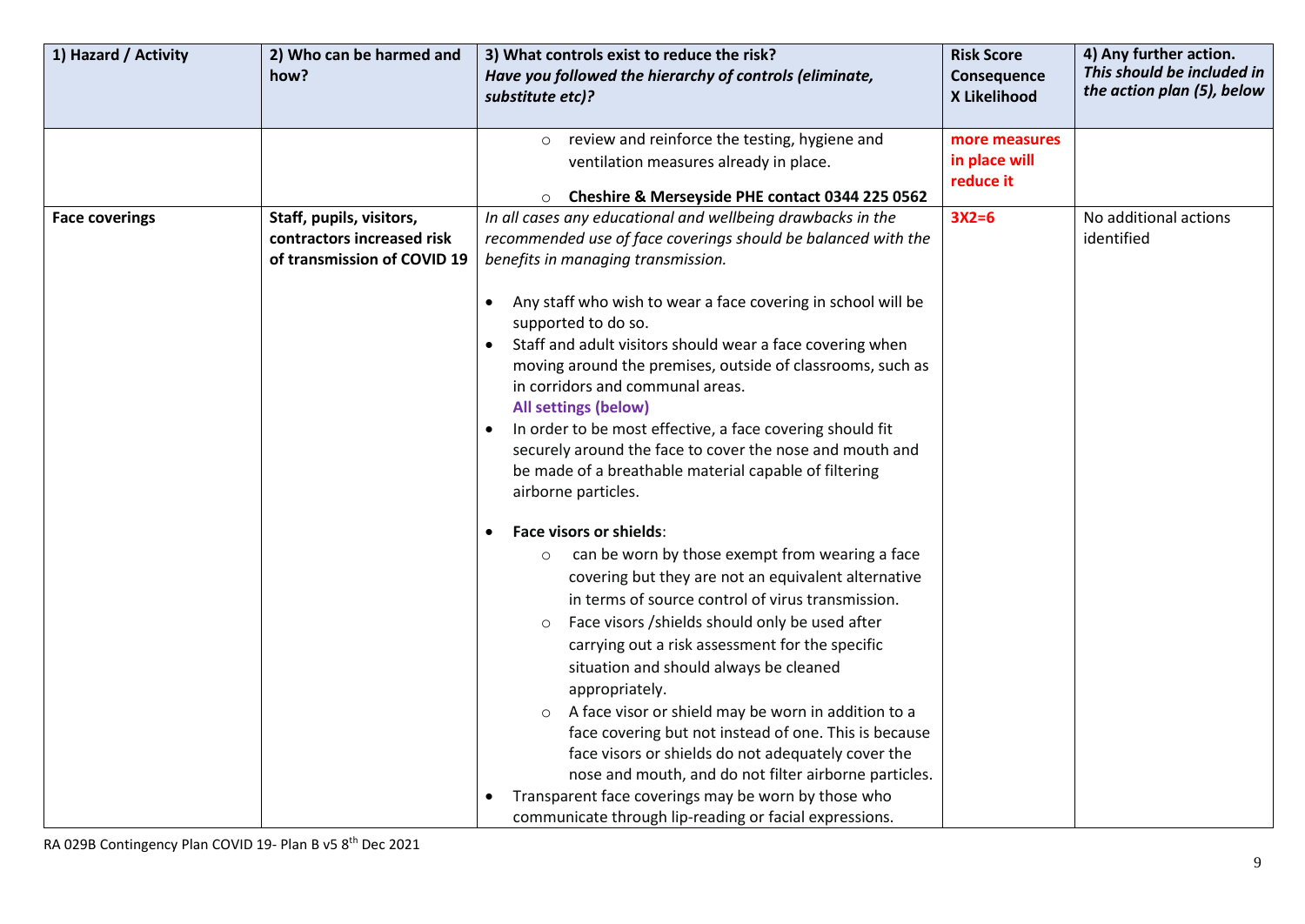| 1) Hazard / Activity | 2) Who can be harmed and how? | 3) What controls exist to reduce the risk? *Have you followed the hierarchy of controls (eliminate, substitute etc)?* | Risk Score Consequence X Likelihood | 4) Any further action. *This should be included in the action plan (5), below* |
|---|---|---|---|---|
| | | ○ review and reinforce the testing, hygiene and ventilation measures already in place.<br>○ **Cheshire & Merseyside PHE contact 0344 225 0562** | **more measures in place will reduce it** | |
| **Face coverings** | **Staff, pupils, visitors, contractors increased risk of transmission of COVID 19** | *In all cases any educational and wellbeing drawbacks in the recommended use of face coverings should be balanced with the benefits in managing transmission.*<br><br>• Any staff who wish to wear a face covering in school will be supported to do so.<br>• Staff and adult visitors should wear a face covering when moving around the premises, outside of classrooms, such as in corridors and communal areas.<br>**All settings (below)**<br>• In order to be most effective, a face covering should fit securely around the face to cover the nose and mouth and be made of a breathable material capable of filtering airborne particles.<br><br>• **Face visors or shields**:<br>○ can be worn by those exempt from wearing a face covering but they are not an equivalent alternative in terms of source control of virus transmission.<br>○ Face visors /shields should only be used after carrying out a risk assessment for the specific situation and should always be cleaned appropriately.<br>○ A face visor or shield may be worn in addition to a face covering but not instead of one. This is because face visors or shields do not adequately cover the nose and mouth, and do not filter airborne particles.<br>• Transparent face coverings may be worn by those who communicate through lip-reading or facial expressions. | **3X2=6** | No additional actions identified |

RA 029B Contingency Plan COVID 19- Plan B v5 8th Dec 2021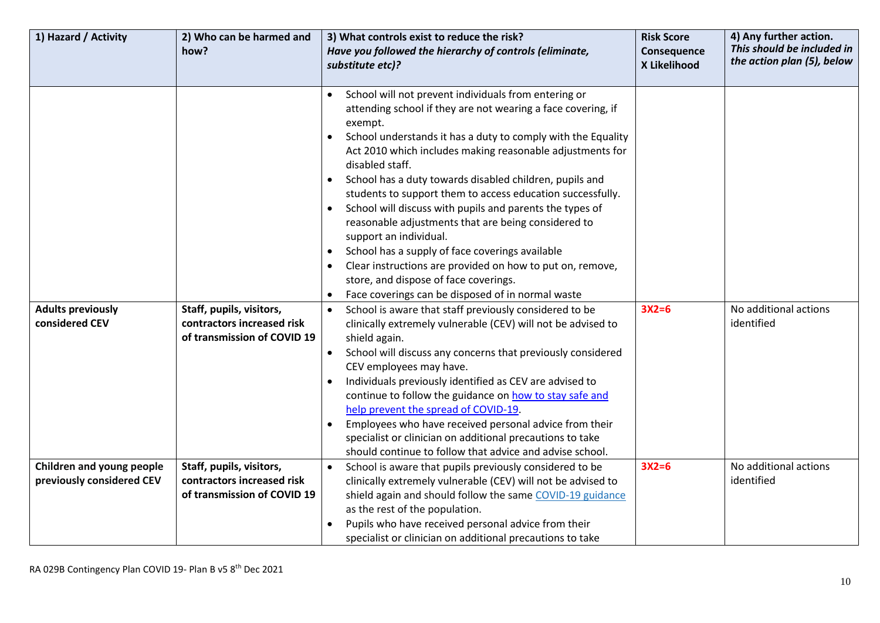| 1) Hazard / Activity | 2) Who can be harmed and how? | 3) What controls exist to reduce the risk? *Have you followed the hierarchy of controls (eliminate, substitute etc)?* | Risk Score Consequence X Likelihood | 4) Any further action. *This should be included in the action plan (5), below* |
|---|---|---|---|---|
| | | • School will not prevent individuals from entering or attending school if they are not wearing a face covering, if exempt.<br>• School understands it has a duty to comply with the Equality Act 2010 which includes making reasonable adjustments for disabled staff.<br>• School has a duty towards disabled children, pupils and students to support them to access education successfully.<br>• School will discuss with pupils and parents the types of reasonable adjustments that are being considered to support an individual.<br>• School has a supply of face coverings available<br>• Clear instructions are provided on how to put on, remove, store, and dispose of face coverings.<br>• Face coverings can be disposed of in normal waste | | |
| **Adults previously considered CEV** | **Staff, pupils, visitors, contractors increased risk of transmission of COVID 19** | • School is aware that staff previously considered to be clinically extremely vulnerable (CEV) will not be advised to shield again.<br>• School will discuss any concerns that previously considered CEV employees may have.<br>• Individuals previously identified as CEV are advised to continue to follow the guidance on how to stay safe and help prevent the spread of COVID-19.<br>• Employees who have received personal advice from their specialist or clinician on additional precautions to take should continue to follow that advice and advise school. | 3X2=6 | No additional actions identified |
| **Children and young people previously considered CEV** | **Staff, pupils, visitors, contractors increased risk of transmission of COVID 19** | • School is aware that pupils previously considered to be clinically extremely vulnerable (CEV) will not be advised to shield again and should follow the same COVID-19 guidance as the rest of the population.<br>• Pupils who have received personal advice from their specialist or clinician on additional precautions to take | 3X2=6 | No additional actions identified |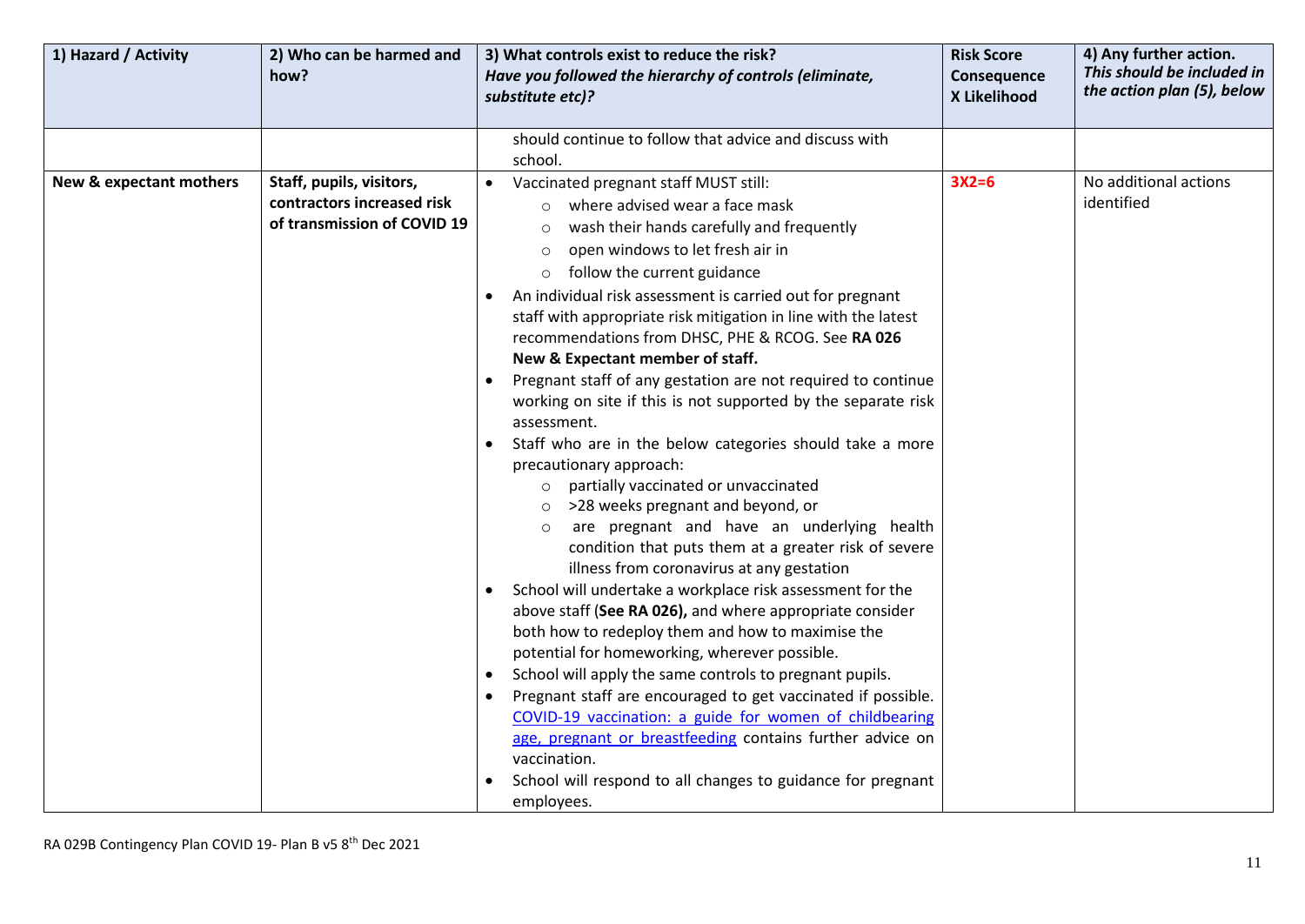| 1) Hazard / Activity | 2) Who can be harmed and how? | 3) What controls exist to reduce the risk? *Have you followed the hierarchy of controls (eliminate, substitute etc)?* | Risk Score Consequence X Likelihood | 4) Any further action. *This should be included in the action plan (5), below* |
|---|---|---|---|---|
| | | should continue to follow that advice and discuss with school. | | |
| **New & expectant mothers** | **Staff, pupils, visitors, contractors increased risk of transmission of COVID 19** | • Vaccinated pregnant staff MUST still:<br>  ○ where advised wear a face mask<br>  ○ wash their hands carefully and frequently<br>  ○ open windows to let fresh air in<br>  ○ follow the current guidance<br>• An individual risk assessment is carried out for pregnant staff with appropriate risk mitigation in line with the latest recommendations from DHSC, PHE & RCOG. See **RA 026 New & Expectant member of staff.**<br>• Pregnant staff of any gestation are not required to continue working on site if this is not supported by the separate risk assessment.<br>• Staff who are in the below categories should take a more precautionary approach:<br>  ○ partially vaccinated or unvaccinated<br>  ○ >28 weeks pregnant and beyond, or<br>  ○ are pregnant and have an underlying health condition that puts them at a greater risk of severe illness from coronavirus at any gestation<br>• School will undertake a workplace risk assessment for the above staff (**See RA 026**), and where appropriate consider both how to redeploy them and how to maximise the potential for homeworking, wherever possible.<br>• School will apply the same controls to pregnant pupils.<br>• Pregnant staff are encouraged to get vaccinated if possible. [COVID-19 vaccination: a guide for women of childbearing age, pregnant or breastfeeding] contains further advice on vaccination.<br>• School will respond to all changes to guidance for pregnant employees. | 3X2=6 | No additional actions identified |

RA 029B Contingency Plan COVID 19- Plan B v5 8th Dec 2021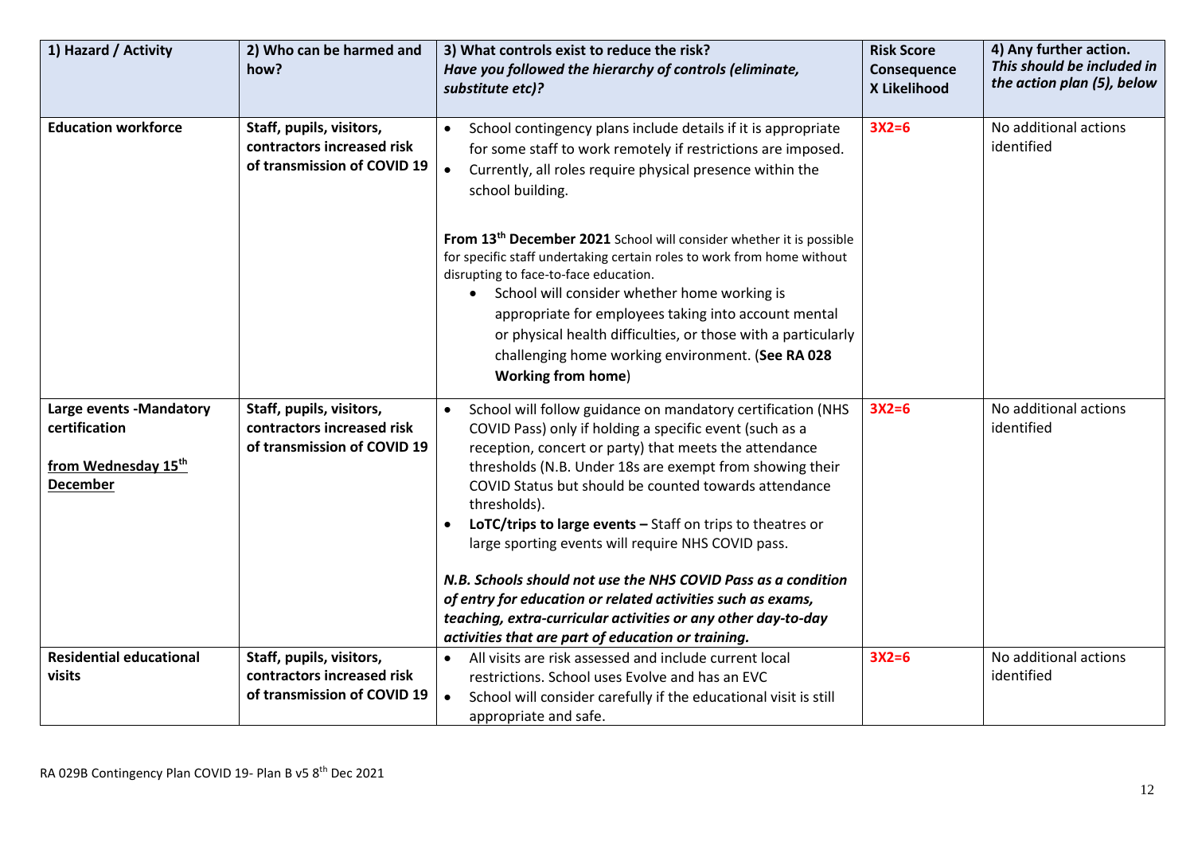| 1) Hazard / Activity | 2) Who can be harmed and how? | 3) What controls exist to reduce the risk? *Have you followed the hierarchy of controls (eliminate, substitute etc)?* | Risk Score Consequence X Likelihood | 4) Any further action. *This should be included in the action plan (5), below* |
|---|---|---|---|---|
| **Education workforce** | **Staff, pupils, visitors, contractors increased risk of transmission of COVID 19** | • School contingency plans include details if it is appropriate for some staff to work remotely if restrictions are imposed.<br>• Currently, all roles require physical presence within the school building.<br><br>**From 13th December 2021** School will consider whether it is possible for specific staff undertaking certain roles to work from home without disrupting to face-to-face education.<br>• School will consider whether home working is appropriate for employees taking into account mental or physical health difficulties, or those with a particularly challenging home working environment. (**See RA 028 Working from home**) | 3X2=6 | No additional actions identified |
| **Large events -Mandatory certification**<br><br>**from Wednesday 15th December** | **Staff, pupils, visitors, contractors increased risk of transmission of COVID 19** | • School will follow guidance on mandatory certification (NHS COVID Pass) only if holding a specific event (such as a reception, concert or party) that meets the attendance thresholds (N.B. Under 18s are exempt from showing their COVID Status but should be counted towards attendance thresholds).<br>• **LoTC/trips to large events –** Staff on trips to theatres or large sporting events will require NHS COVID pass.<br><br>***N.B. Schools should not use the NHS COVID Pass as a condition of entry for education or related activities such as exams, teaching, extra-curricular activities or any other day-to-day activities that are part of education or training.*** | 3X2=6 | No additional actions identified |
| **Residential educational visits** | **Staff, pupils, visitors, contractors increased risk of transmission of COVID 19** | • All visits are risk assessed and include current local restrictions. School uses Evolve and has an EVC<br>• School will consider carefully if the educational visit is still appropriate and safe. | 3X2=6 | No additional actions identified |

RA 029B Contingency Plan COVID 19- Plan B v5 8th Dec 2021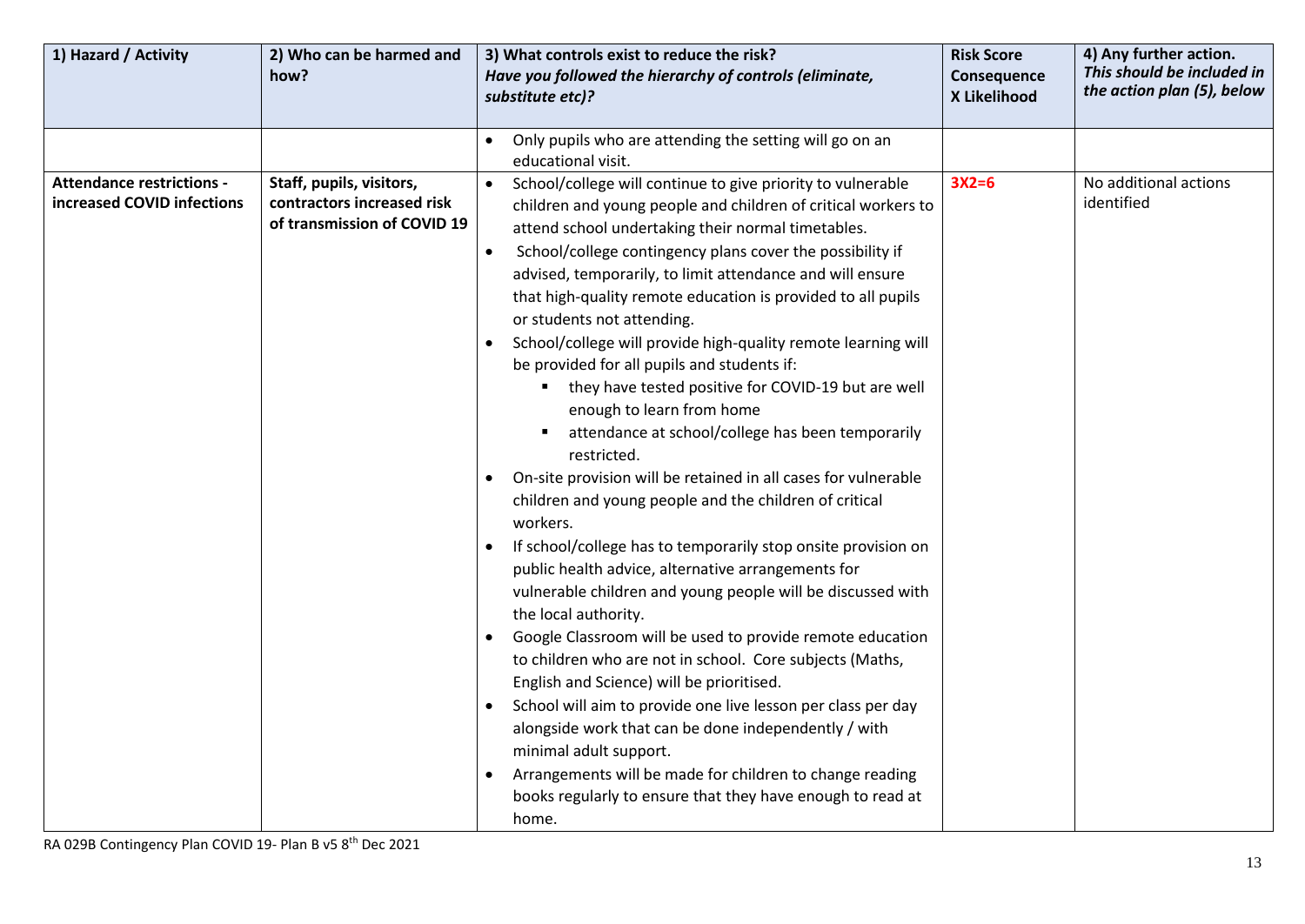| 1) Hazard / Activity | 2) Who can be harmed and how? | 3) What controls exist to reduce the risk? *Have you followed the hierarchy of controls (eliminate, substitute etc)?* | Risk Score Consequence X Likelihood | 4) Any further action. *This should be included in the action plan (5), below* |
|---|---|---|---|---|
| | | • Only pupils who are attending the setting will go on an educational visit. | | |
| **Attendance restrictions - increased COVID infections** | **Staff, pupils, visitors, contractors increased risk of transmission of COVID 19** | • School/college will continue to give priority to vulnerable children and young people and children of critical workers to attend school undertaking their normal timetables.<br>• School/college contingency plans cover the possibility if advised, temporarily, to limit attendance and will ensure that high-quality remote education is provided to all pupils or students not attending.<br>• School/college will provide high-quality remote learning will be provided for all pupils and students if:<br>&nbsp;&nbsp;▪ they have tested positive for COVID-19 but are well enough to learn from home<br>&nbsp;&nbsp;▪ attendance at school/college has been temporarily restricted.<br>• On-site provision will be retained in all cases for vulnerable children and young people and the children of critical workers.<br>• If school/college has to temporarily stop onsite provision on public health advice, alternative arrangements for vulnerable children and young people will be discussed with the local authority.<br>• Google Classroom will be used to provide remote education to children who are not in school. Core subjects (Maths, English and Science) will be prioritised.<br>• School will aim to provide one live lesson per class per day alongside work that can be done independently / with minimal adult support.<br>• Arrangements will be made for children to change reading books regularly to ensure that they have enough to read at home. | 3X2=6 | No additional actions identified |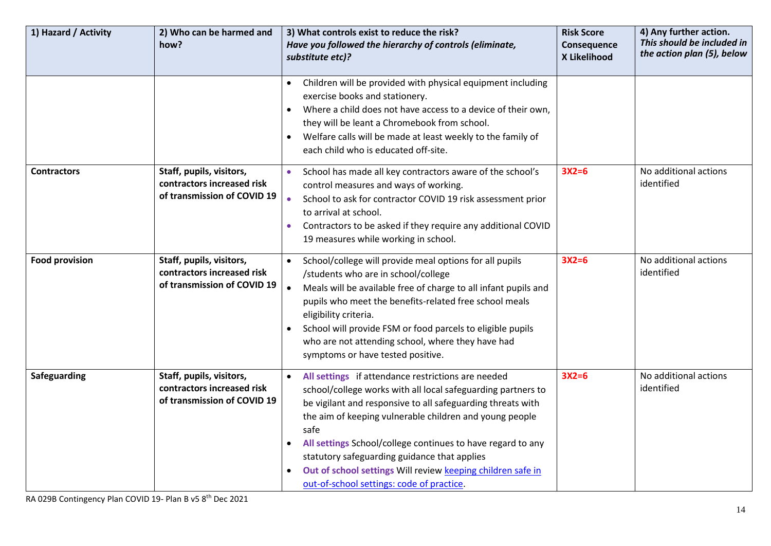| 1) Hazard / Activity | 2) Who can be harmed and how? | 3) What controls exist to reduce the risk? *Have you followed the hierarchy of controls (eliminate, substitute etc)?* | Risk Score Consequence X Likelihood | 4) Any further action. *This should be included in the action plan (5), below* |
|---|---|---|---|---|
| | | • Children will be provided with physical equipment including exercise books and stationery.<br>• Where a child does not have access to a device of their own, they will be leant a Chromebook from school.<br>• Welfare calls will be made at least weekly to the family of each child who is educated off-site. | | |
| **Contractors** | **Staff, pupils, visitors, contractors increased risk of transmission of COVID 19** | • School has made all key contractors aware of the school's control measures and ways of working.<br>• School to ask for contractor COVID 19 risk assessment prior to arrival at school.<br>• Contractors to be asked if they require any additional COVID 19 measures while working in school. | **3X2=6** | No additional actions identified |
| **Food provision** | **Staff, pupils, visitors, contractors increased risk of transmission of COVID 19** | • School/college will provide meal options for all pupils /students who are in school/college<br>• Meals will be available free of charge to all infant pupils and pupils who meet the benefits-related free school meals eligibility criteria.<br>• School will provide FSM or food parcels to eligible pupils who are not attending school, where they have had symptoms or have tested positive. | **3X2=6** | No additional actions identified |
| **Safeguarding** | **Staff, pupils, visitors, contractors increased risk of transmission of COVID 19** | • **All settings** if attendance restrictions are needed school/college works with all local safeguarding partners to be vigilant and responsive to all safeguarding threats with the aim of keeping vulnerable children and young people safe<br>• **All settings** School/college continues to have regard to any statutory safeguarding guidance that applies<br>• **Out of school settings** Will review keeping children safe in out-of-school settings: code of practice. | **3X2=6** | No additional actions identified |

RA 029B Contingency Plan COVID 19- Plan B v5 8th Dec 2021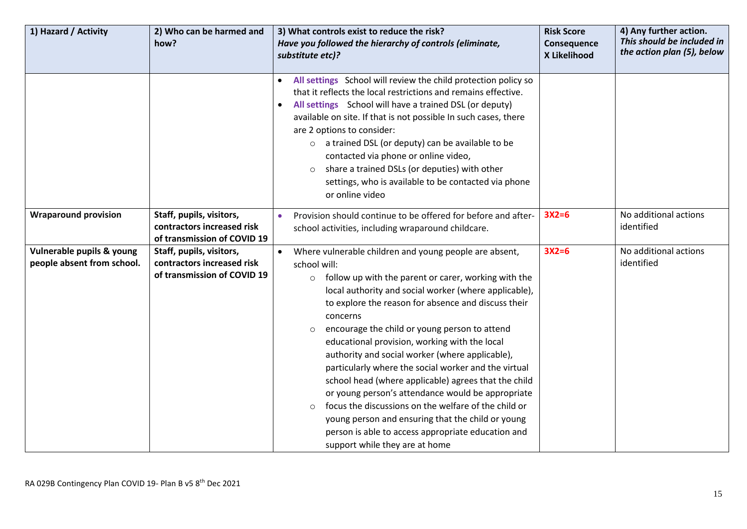| 1) Hazard / Activity | 2) Who can be harmed and how? | 3) What controls exist to reduce the risk? *Have you followed the hierarchy of controls (eliminate, substitute etc)?* | Risk Score Consequence X Likelihood | 4) Any further action. *This should be included in the action plan (5), below* |
|---|---|---|---|---|
| | | • **All settings** School will review the child protection policy so that it reflects the local restrictions and remains effective.<br>• **All settings** School will have a trained DSL (or deputy) available on site. If that is not possible In such cases, there are 2 options to consider:<br>  ○ a trained DSL (or deputy) can be available to be contacted via phone or online video,<br>  ○ share a trained DSLs (or deputies) with other settings, who is available to be contacted via phone or online video | | |
| **Wraparound provision** | **Staff, pupils, visitors, contractors increased risk of transmission of COVID 19** | • Provision should continue to be offered for before and after-school activities, including wraparound childcare. | **3X2=6** | No additional actions identified |
| **Vulnerable pupils & young people absent from school.** | **Staff, pupils, visitors, contractors increased risk of transmission of COVID 19** | • Where vulnerable children and young people are absent, school will:<br>  ○ follow up with the parent or carer, working with the local authority and social worker (where applicable), to explore the reason for absence and discuss their concerns<br>  ○ encourage the child or young person to attend educational provision, working with the local authority and social worker (where applicable), particularly where the social worker and the virtual school head (where applicable) agrees that the child or young person's attendance would be appropriate<br>  ○ focus the discussions on the welfare of the child or young person and ensuring that the child or young person is able to access appropriate education and support while they are at home | **3X2=6** | No additional actions identified |

RA 029B Contingency Plan COVID 19- Plan B v5 8th Dec 2021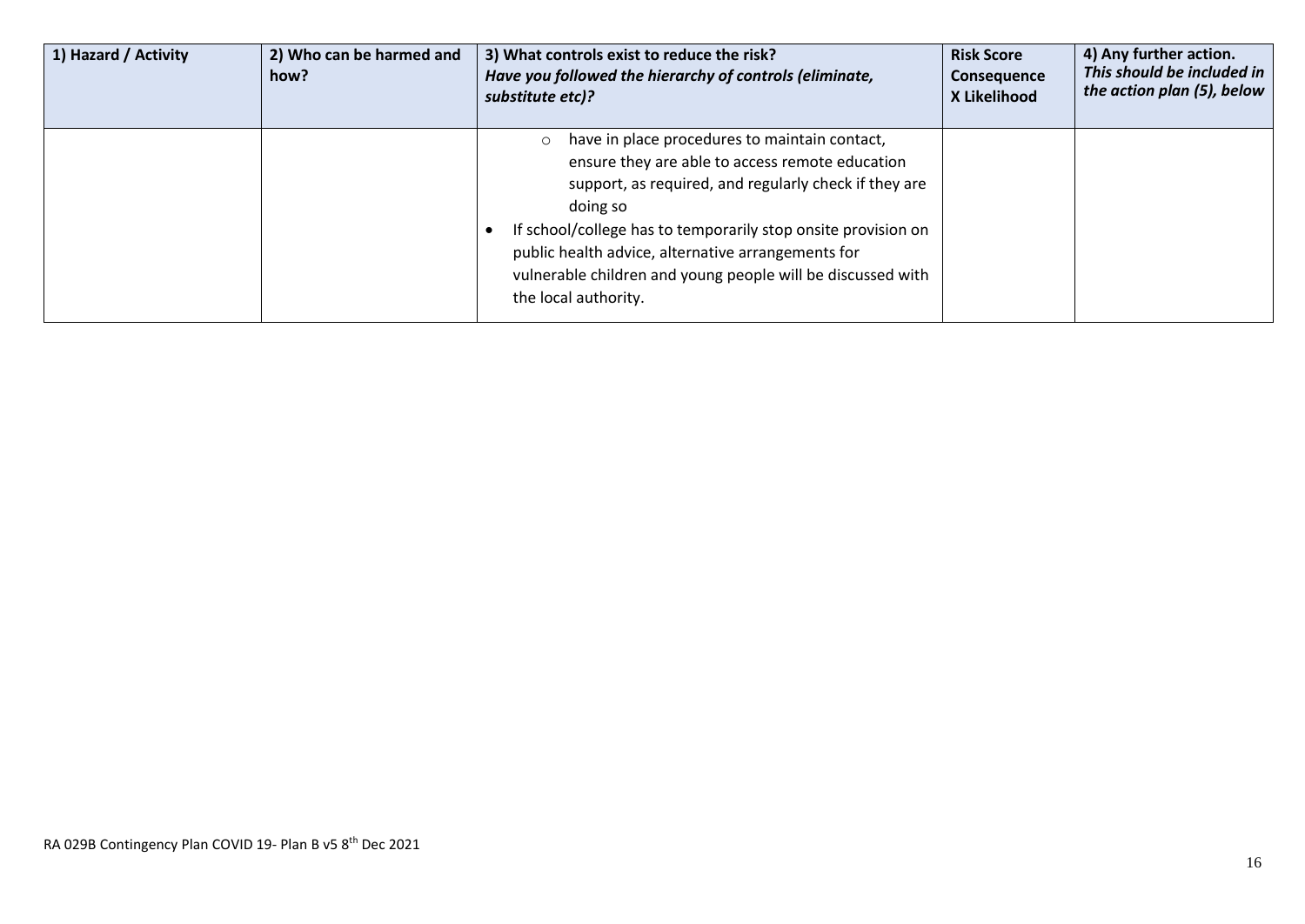| 1) Hazard / Activity | 2) Who can be harmed and how? | 3) What controls exist to reduce the risk? *Have you followed the hierarchy of controls (eliminate, substitute etc)?* | Risk Score Consequence X Likelihood | 4) Any further action. *This should be included in the action plan (5), below* |
|---|---|---|---|---|
| | | ○ have in place procedures to maintain contact, ensure they are able to access remote education support, as required, and regularly check if they are doing so<br>• If school/college has to temporarily stop onsite provision on public health advice, alternative arrangements for vulnerable children and young people will be discussed with the local authority. | | |

RA 029B Contingency Plan COVID 19- Plan B v5 8th Dec 2021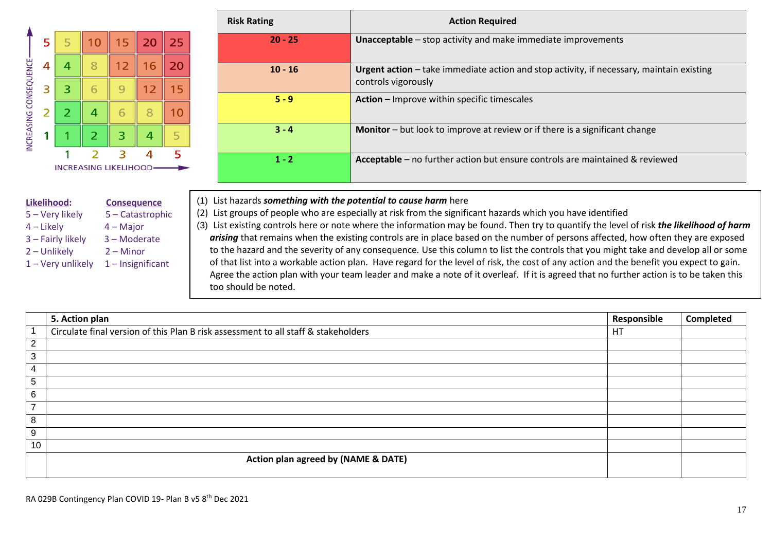| | | | | | | |
|---|---|---|---|---|---|---|
| INCREASING CONSEQUENCE 5 | 5 | 10 | 15 | 20 | 25 | |
| 4 | 4 | 8 | 12 | 16 | 20 | |
| 3 | 3 | 6 | 9 | 12 | 15 | |
| 2 | 2 | 4 | 6 | 8 | 10 | |
| 1 | 1 | 2 | 3 | 4 | 5 | |
| | 1 | 2 | 3 | 4 | 5 | INCREASING LIKELIHOOD |

| Risk Rating | Action Required |
|---|---|
| **20 - 25** | **Unacceptable** – stop activity and make immediate improvements |
| **10 - 16** | **Urgent action** – take immediate action and stop activity, if necessary, maintain existing controls vigorously |
| **5 - 9** | **Action –** Improve within specific timescales |
| **3 - 4** | **Monitor** – but look to improve at review or if there is a significant change |
| **1 - 2** | **Acceptable** – no further action but ensure controls are maintained & reviewed |

**Likelihood:**
5 – Very likely
4 – Likely
3 – Fairly likely
2 – Unlikely
1 – Very unlikely

**Consequence**
5 – Catastrophic
4 – Major
3 – Moderate
2 – Minor
1 – Insignificant

(1) List hazards ***something with the potential to cause harm*** here
(2) List groups of people who are especially at risk from the significant hazards which you have identified
(3) List existing controls here or note where the information may be found. Then try to quantify the level of risk ***the likelihood of harm arising*** that remains when the existing controls are in place based on the number of persons affected, how often they are exposed to the hazard and the severity of any consequence. Use this column to list the controls that you might take and develop all or some of that list into a workable action plan. Have regard for the level of risk, the cost of any action and the benefit you expect to gain. Agree the action plan with your team leader and make a note of it overleaf. If it is agreed that no further action is to be taken this too should be noted.

| | 5. Action plan | Responsible | Completed |
|---|---|---|---|
| 1 | Circulate final version of this Plan B risk assessment to all staff & stakeholders | HT | |
| 2 | | | |
| 3 | | | |
| 4 | | | |
| 5 | | | |
| 6 | | | |
| 7 | | | |
| 8 | | | |
| 9 | | | |
| 10 | | | |
| | **Action plan agreed by (NAME & DATE)** | | |

RA 029B Contingency Plan COVID 19- Plan B v5 8th Dec 2021